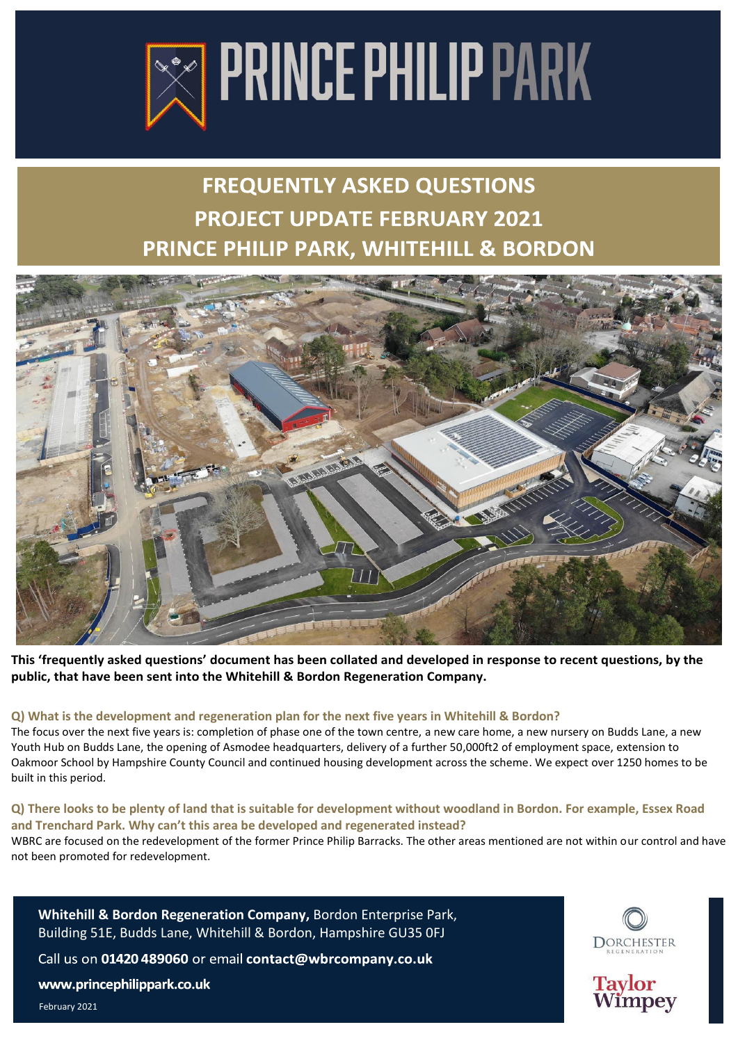# PRINCE PHILIP PARK

## FREQUENTLY ASKED QUESTIONS
## PROJECT UPDATE FEBRUARY 2021
## PRINCE PHILIP PARK, WHITEHILL & BORDON

**This 'frequently asked questions' document has been collated and developed in response to recent questions, by the public, that have been sent into the Whitehill & Bordon Regeneration Company.**

### Q) What is the development and regeneration plan for the next five years in Whitehill & Bordon?

The focus over the next five years is: completion of phase one of the town centre, a new care home, a new nursery on Budds Lane, a new Youth Hub on Budds Lane, the opening of Asmodee headquarters, delivery of a further 50,000ft2 of employment space, extension to Oakmoor School by Hampshire County Council and continued housing development across the scheme. We expect over 1250 homes to be built in this period.

### Q) There looks to be plenty of land that is suitable for development without woodland in Bordon. For example, Essex Road and Trenchard Park. Why can't this area be developed and regenerated instead?

WBRC are focused on the redevelopment of the former Prince Philip Barracks. The other areas mentioned are not within our control and have not been promoted for redevelopment.

**Whitehill & Bordon Regeneration Company,** Bordon Enterprise Park, Building 51E, Budds Lane, Whitehill & Bordon, Hampshire GU35 0FJ

Call us on **01420 489060** or email **contact@wbrcompany.co.uk**

**www.princephilippark.co.uk**

February 2021

DORCHESTER REGENERATION

Taylor Wimpey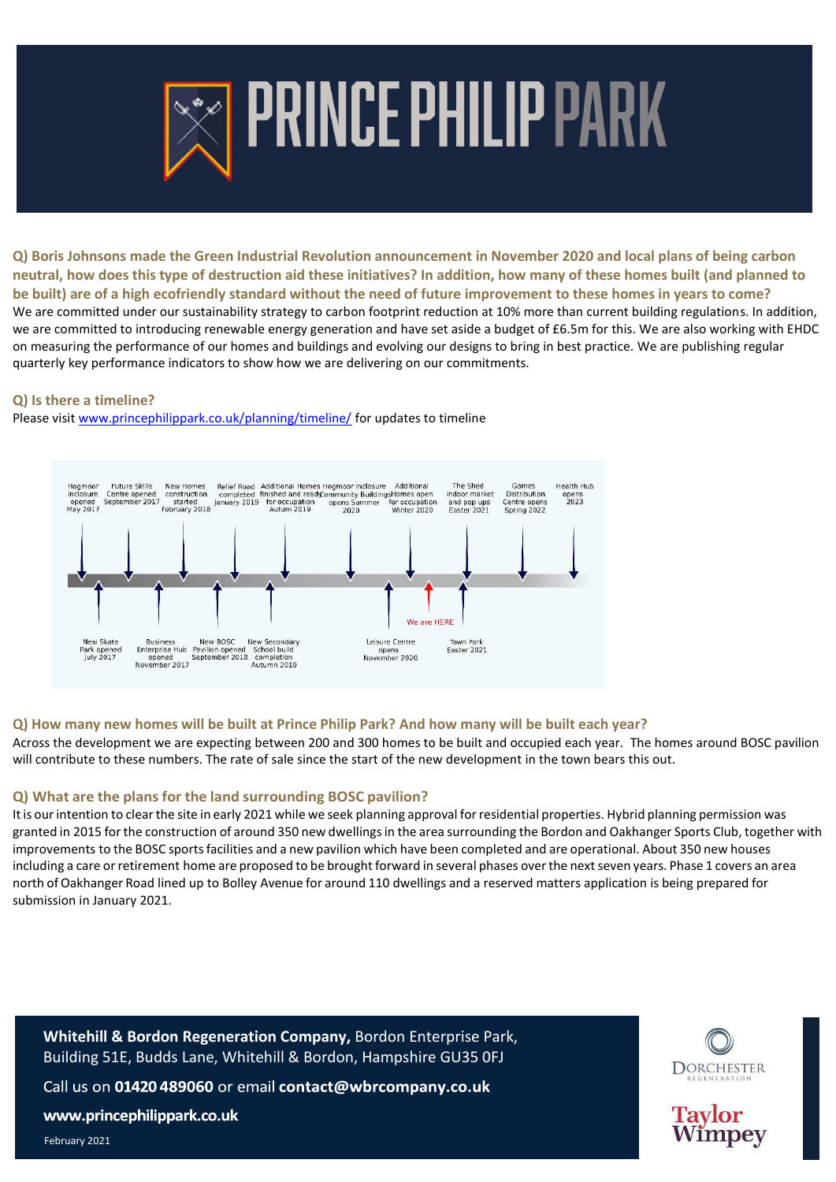# PRINCE PHILIP PARK

**Q) Boris Johnsons made the Green Industrial Revolution announcement in November 2020 and local plans of being carbon neutral, how does this type of destruction aid these initiatives? In addition, how many of these homes built (and planned to be built) are of a high ecofriendly standard without the need of future improvement to these homes in years to come?**

We are committed under our sustainability strategy to carbon footprint reduction at 10% more than current building regulations. In addition, we are committed to introducing renewable energy generation and have set aside a budget of £6.5m for this. We are also working with EHDC on measuring the performance of our homes and buildings and evolving our designs to bring in best practice. We are publishing regular quarterly key performance indicators to show how we are delivering on our commitments.

**Q) Is there a timeline?**

Please visit [www.princephilippark.co.uk/planning/timeline/](http://www.princephilippark.co.uk/planning/timeline/) for updates to timeline

Timeline (above the line):
- Hogmoor Inclosure opened May 2017
- Future Skills Centre opened September 2017
- New Homes construction started February 2018
- Relief Road completed January 2019
- Additional Homes finished and ready for occupation Autum 2019
- Hogmoor Inclosure Community Buildings opens Summer 2020
- Additional Homes open for occupation Winter 2020
- The Shed indoor market and pop ups Easter 2021
- Games Distribution Centre opens Spring 2022
- Health Hub opens 2023

Timeline (below the line):
- New Skate Park opened July 2017
- Business Enterprise Hub opened November 2017
- New BOSC Pavilion opened September 2018
- New Secondary School build completion Autumn 2019
- Leisure Centre opens November 2020
- We are HERE
- Town Park Easter 2021

**Q) How many new homes will be built at Prince Philip Park? And how many will be built each year?**

Across the development we are expecting between 200 and 300 homes to be built and occupied each year. The homes around BOSC pavilion will contribute to these numbers. The rate of sale since the start of the new development in the town bears this out.

**Q) What are the plans for the land surrounding BOSC pavilion?**

It is our intention to clear the site in early 2021 while we seek planning approval for residential properties. Hybrid planning permission was granted in 2015 for the construction of around 350 new dwellings in the area surrounding the Bordon and Oakhanger Sports Club, together with improvements to the BOSC sports facilities and a new pavilion which have been completed and are operational. About 350 new houses including a care or retirement home are proposed to be brought forward in several phases over the next seven years. Phase 1 covers an area north of Oakhanger Road lined up to Bolley Avenue for around 110 dwellings and a reserved matters application is being prepared for submission in January 2021.

**Whitehill & Bordon Regeneration Company,** Bordon Enterprise Park, Building 51E, Budds Lane, Whitehill & Bordon, Hampshire GU35 0FJ

Call us on **01420 489060** or email **contact@wbrcompany.co.uk**

**www.princephilippark.co.uk**

February 2021

DORCHESTER REGENERATION

Taylor Wimpey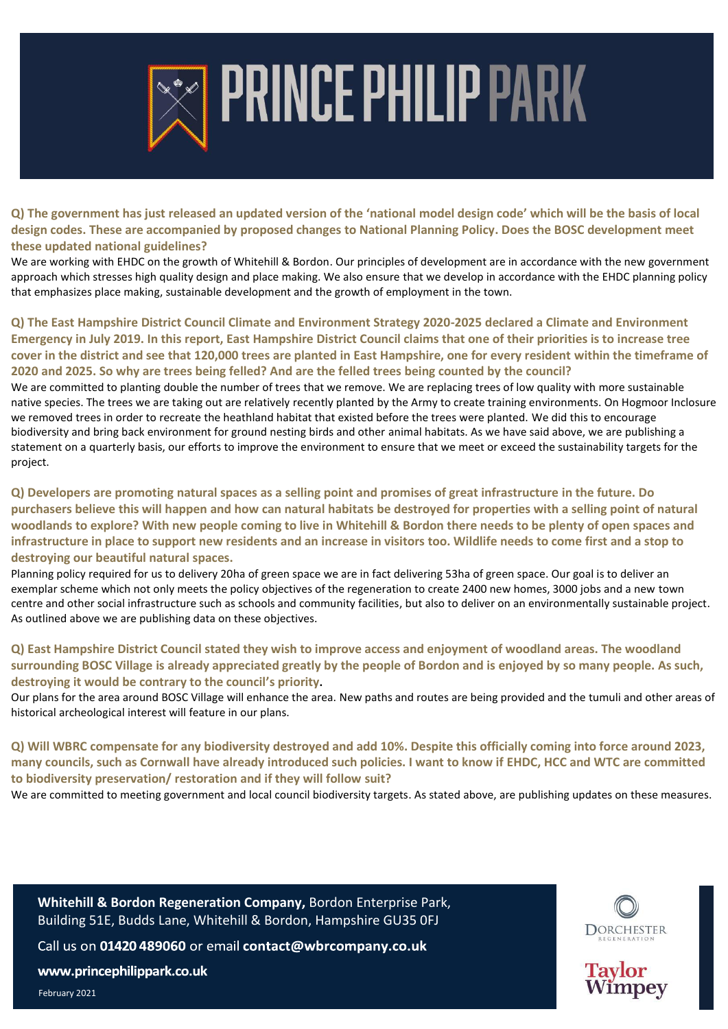# PRINCE PHILIP PARK

**Q) The government has just released an updated version of the 'national model design code' which will be the basis of local design codes. These are accompanied by proposed changes to National Planning Policy. Does the BOSC development meet these updated national guidelines?**

We are working with EHDC on the growth of Whitehill & Bordon. Our principles of development are in accordance with the new government approach which stresses high quality design and place making. We also ensure that we develop in accordance with the EHDC planning policy that emphasizes place making, sustainable development and the growth of employment in the town.

**Q) The East Hampshire District Council Climate and Environment Strategy 2020-2025 declared a Climate and Environment Emergency in July 2019. In this report, East Hampshire District Council claims that one of their priorities is to increase tree cover in the district and see that 120,000 trees are planted in East Hampshire, one for every resident within the timeframe of 2020 and 2025. So why are trees being felled? And are the felled trees being counted by the council?**

We are committed to planting double the number of trees that we remove. We are replacing trees of low quality with more sustainable native species. The trees we are taking out are relatively recently planted by the Army to create training environments. On Hogmoor Inclosure we removed trees in order to recreate the heathland habitat that existed before the trees were planted. We did this to encourage biodiversity and bring back environment for ground nesting birds and other animal habitats. As we have said above, we are publishing a statement on a quarterly basis, our efforts to improve the environment to ensure that we meet or exceed the sustainability targets for the project.

**Q) Developers are promoting natural spaces as a selling point and promises of great infrastructure in the future. Do purchasers believe this will happen and how can natural habitats be destroyed for properties with a selling point of natural woodlands to explore? With new people coming to live in Whitehill & Bordon there needs to be plenty of open spaces and infrastructure in place to support new residents and an increase in visitors too. Wildlife needs to come first and a stop to destroying our beautiful natural spaces.**

Planning policy required for us to delivery 20ha of green space we are in fact delivering 53ha of green space. Our goal is to deliver an exemplar scheme which not only meets the policy objectives of the regeneration to create 2400 new homes, 3000 jobs and a new town centre and other social infrastructure such as schools and community facilities, but also to deliver on an environmentally sustainable project. As outlined above we are publishing data on these objectives.

**Q) East Hampshire District Council stated they wish to improve access and enjoyment of woodland areas. The woodland surrounding BOSC Village is already appreciated greatly by the people of Bordon and is enjoyed by so many people. As such, destroying it would be contrary to the council's priority.**

Our plans for the area around BOSC Village will enhance the area. New paths and routes are being provided and the tumuli and other areas of historical archeological interest will feature in our plans.

**Q) Will WBRC compensate for any biodiversity destroyed and add 10%. Despite this officially coming into force around 2023, many councils, such as Cornwall have already introduced such policies. I want to know if EHDC, HCC and WTC are committed to biodiversity preservation/ restoration and if they will follow suit?**

We are committed to meeting government and local council biodiversity targets. As stated above, are publishing updates on these measures.

**Whitehill & Bordon Regeneration Company,** Bordon Enterprise Park, Building 51E, Budds Lane, Whitehill & Bordon, Hampshire GU35 0FJ

Call us on **01420 489060** or email **contact@wbrcompany.co.uk**

**www.princephilippark.co.uk**

February 2021

DORCHESTER REGENERATION

Taylor Wimpey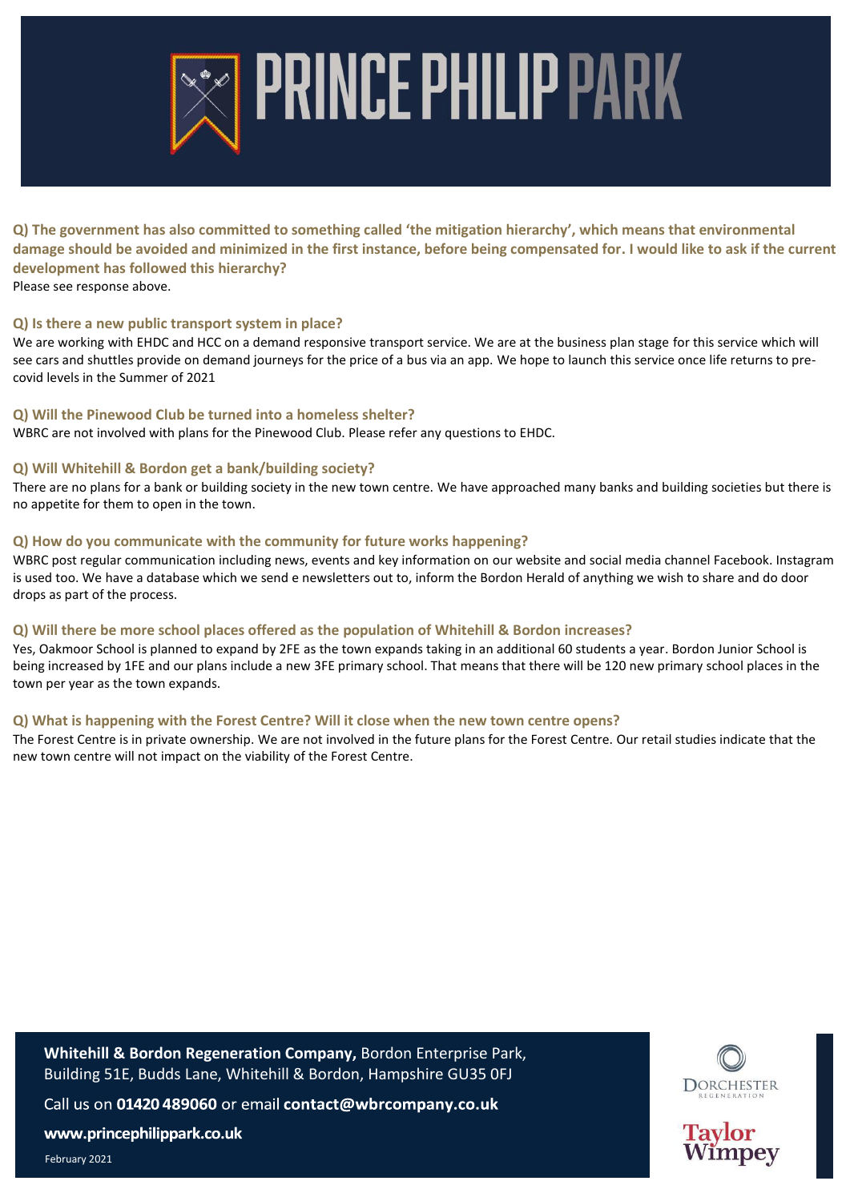# PRINCE PHILIP PARK

**Q) The government has also committed to something called 'the mitigation hierarchy', which means that environmental damage should be avoided and minimized in the first instance, before being compensated for. I would like to ask if the current development has followed this hierarchy?**

Please see response above.

**Q) Is there a new public transport system in place?**

We are working with EHDC and HCC on a demand responsive transport service. We are at the business plan stage for this service which will see cars and shuttles provide on demand journeys for the price of a bus via an app. We hope to launch this service once life returns to pre-covid levels in the Summer of 2021

**Q) Will the Pinewood Club be turned into a homeless shelter?**

WBRC are not involved with plans for the Pinewood Club. Please refer any questions to EHDC.

**Q) Will Whitehill & Bordon get a bank/building society?**

There are no plans for a bank or building society in the new town centre. We have approached many banks and building societies but there is no appetite for them to open in the town.

**Q) How do you communicate with the community for future works happening?**

WBRC post regular communication including news, events and key information on our website and social media channel Facebook. Instagram is used too. We have a database which we send e newsletters out to, inform the Bordon Herald of anything we wish to share and do door drops as part of the process.

**Q) Will there be more school places offered as the population of Whitehill & Bordon increases?**

Yes, Oakmoor School is planned to expand by 2FE as the town expands taking in an additional 60 students a year. Bordon Junior School is being increased by 1FE and our plans include a new 3FE primary school. That means that there will be 120 new primary school places in the town per year as the town expands.

**Q) What is happening with the Forest Centre? Will it close when the new town centre opens?**

The Forest Centre is in private ownership. We are not involved in the future plans for the Forest Centre. Our retail studies indicate that the new town centre will not impact on the viability of the Forest Centre.

**Whitehill & Bordon Regeneration Company,** Bordon Enterprise Park, Building 51E, Budds Lane, Whitehill & Bordon, Hampshire GU35 0FJ

Call us on **01420 489060** or email **contact@wbrcompany.co.uk**

**www.princephilippark.co.uk**

February 2021

DORCHESTER REGENERATION

Taylor Wimpey